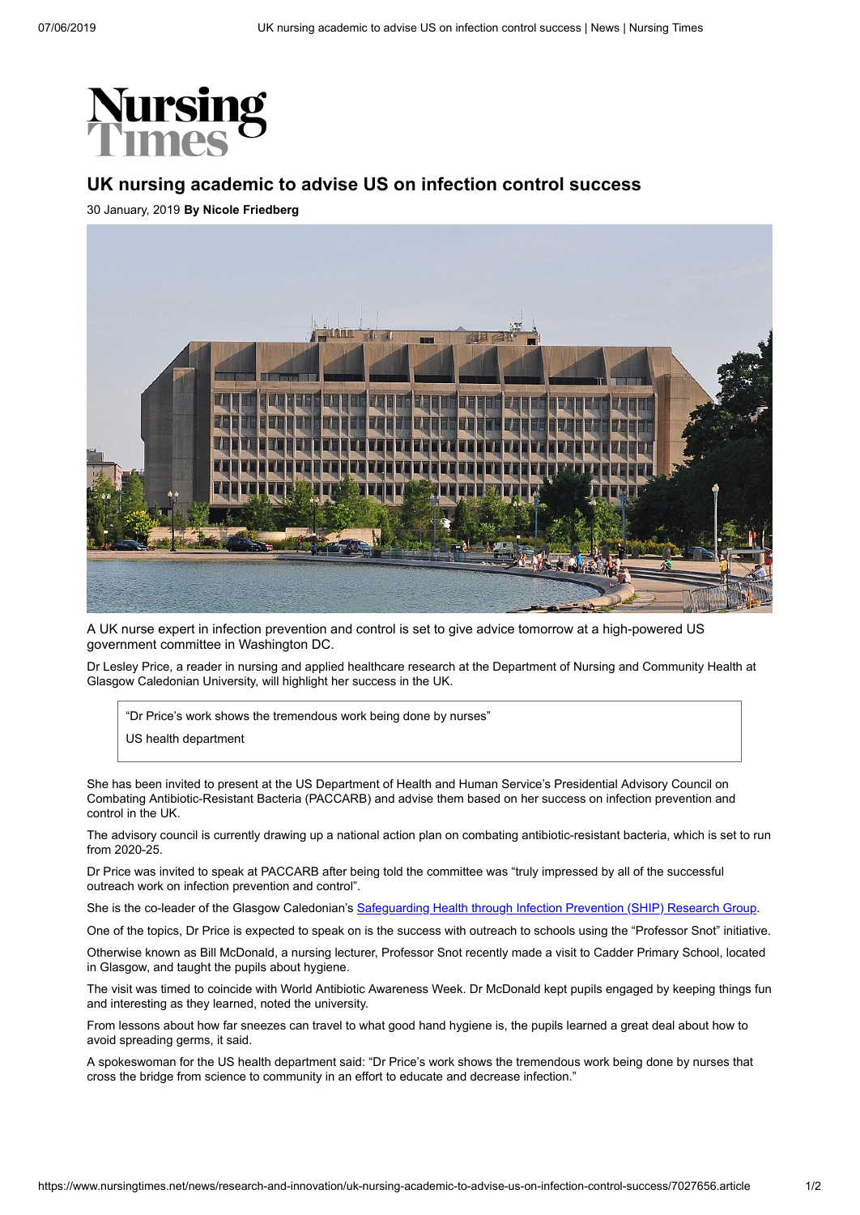Nursing Times

# UK nursing academic to advise US on infection control success

30 January, 2019 **By Nicole Friedberg**

A UK nurse expert in infection prevention and control is set to give advice tomorrow at a high-powered US government committee in Washington DC.

Dr Lesley Price, a reader in nursing and applied healthcare research at the Department of Nursing and Community Health at Glasgow Caledonian University, will highlight her success in the UK.

> "Dr Price's work shows the tremendous work being done by nurses"
>
> US health department

She has been invited to present at the US Department of Health and Human Service's Presidential Advisory Council on Combating Antibiotic-Resistant Bacteria (PACCARB) and advise them based on her success on infection prevention and control in the UK.

The advisory council is currently drawing up a national action plan on combating antibiotic-resistant bacteria, which is set to run from 2020-25.

Dr Price was invited to speak at PACCARB after being told the committee was "truly impressed by all of the successful outreach work on infection prevention and control".

She is the co-leader of the Glasgow Caledonian's Safeguarding Health through Infection Prevention (SHIP) Research Group.

One of the topics, Dr Price is expected to speak on is the success with outreach to schools using the "Professor Snot" initiative.

Otherwise known as Bill McDonald, a nursing lecturer, Professor Snot recently made a visit to Cadder Primary School, located in Glasgow, and taught the pupils about hygiene.

The visit was timed to coincide with World Antibiotic Awareness Week. Dr McDonald kept pupils engaged by keeping things fun and interesting as they learned, noted the university.

From lessons about how far sneezes can travel to what good hand hygiene is, the pupils learned a great deal about how to avoid spreading germs, it said.

A spokeswoman for the US health department said: "Dr Price's work shows the tremendous work being done by nurses that cross the bridge from science to community in an effort to educate and decrease infection."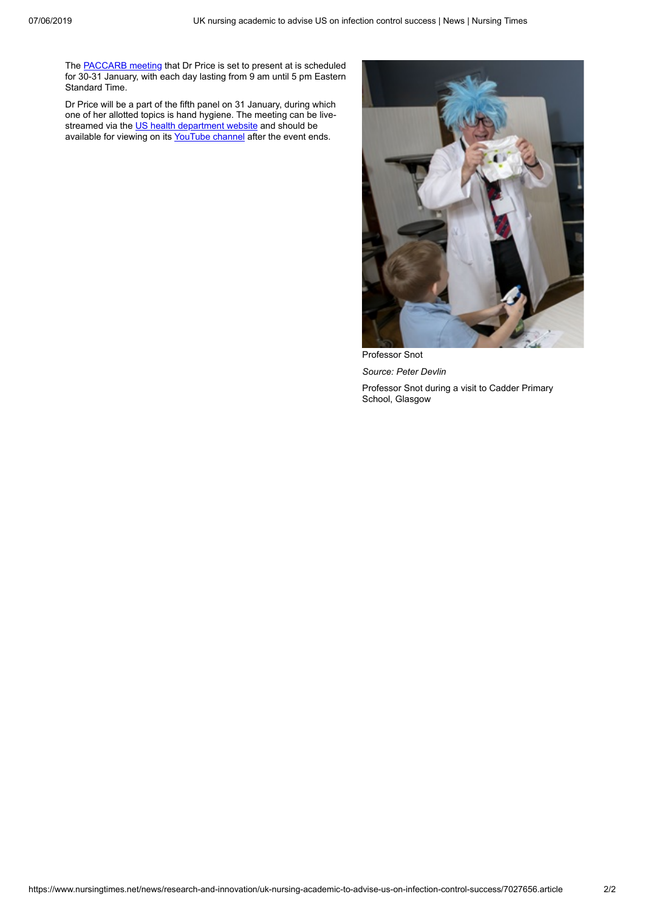The [PACCARB meeting] that Dr Price is set to present at is scheduled for 30-31 January, with each day lasting from 9 am until 5 pm Eastern Standard Time.

Dr Price will be a part of the fifth panel on 31 January, during which one of her allotted topics is hand hygiene. The meeting can be live-streamed via the [US health department website] and should be available for viewing on its [YouTube channel] after the event ends.

Professor Snot

*Source: Peter Devlin*

Professor Snot during a visit to Cadder Primary School, Glasgow